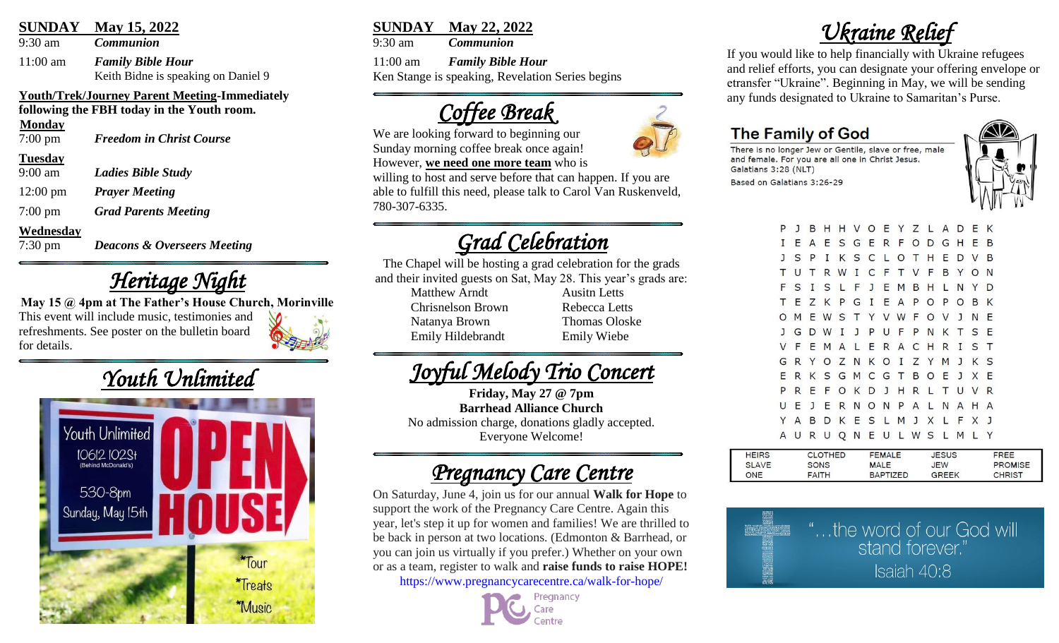## SUNDAY May 15, 2022

9:30 am *Communion*

11:00 am ***Family Bible Hour***
Keith Bidne is speaking on Daniel 9

**Youth/Trek/Journey Parent Meeting-Immediately following the FBH today in the Youth room.**

**Monday**
7:00 pm ***Freedom in Christ Course***

**Tuesday**
9:00 am ***Ladies Bible Study***
12:00 pm ***Prayer Meeting***
7:00 pm ***Grad Parents Meeting***

**Wednesday**
7:30 pm ***Deacons & Overseers Meeting***

# *Heritage Night*

**May 15 @ 4pm at The Father's House Church, Morinville**
This event will include music, testimonies and refreshments. See poster on the bulletin board for details.

# *Youth Unlimited*

Youth Unlimited
10612 102St
(Behind McDonald's)
530-8pm
Sunday, May 15th
OPEN HOUSE
*Tour
*Treats
*Music

## SUNDAY May 22, 2022

9:30 am *Communion*

11:00 am ***Family Bible Hour***
Ken Stange is speaking, Revelation Series begins

# *Coffee Break*

We are looking forward to beginning our Sunday morning coffee break once again! However, **we need one more team** who is willing to host and serve before that can happen. If you are able to fulfill this need, please talk to Carol Van Ruskenveld, 780-307-6335.

# *Grad Celebration*

The Chapel will be hosting a grad celebration for the grads and their invited guests on Sat, May 28. This year's grads are:

| | |
|---|---|
| Matthew Arndt | Ausitn Letts |
| Chrisnelson Brown | Rebecca Letts |
| Natanya Brown | Thomas Oloske |
| Emily Hildebrandt | Emily Wiebe |

# *Joyful Melody Trio Concert*

**Friday, May 27 @ 7pm**
**Barrhead Alliance Church**
No admission charge, donations gladly accepted.
Everyone Welcome!

# *Pregnancy Care Centre*

On Saturday, June 4, join us for our annual **Walk for Hope** to support the work of the Pregnancy Care Centre. Again this year, let's step it up for women and families! We are thrilled to be back in person at two locations. (Edmonton & Barrhead, or you can join us virtually if you prefer.) Whether on your own or as a team, register to walk and **raise funds to raise HOPE!**
https://www.pregnancycarecentre.ca/walk-for-hope/

Pregnancy Care Centre

# *Ukraine Relief*

If you would like to help financially with Ukraine refugees and relief efforts, you can designate your offering envelope or etransfer "Ukraine". Beginning in May, we will be sending any funds designated to Ukraine to Samaritan's Purse.

## The Family of God

There is no longer Jew or Gentile, slave or free, male and female. For you are all one in Christ Jesus. Galatians 3:28 (NLT)
Based on Galatians 3:26-29

```
P J B H H V O E Y Z L A D E K
I E A E S G E R F O D G H E B
J S P I K S C L O T H E D V B
T U T R W I C F T V F B Y O N
F S I S L F J E M B H L N Y D
T E Z K P G I E A P O P O B K
O M E W S T Y V W F O V J N E
J G D W I J P U F P N K T S E
V F E M A L E R A C H R I S T
G R Y O Z N K O I Z Y M J K S
E R K S G M C G T B O E J X E
P R E F O K D J H R L T U V R
U E J E R N O N P A L N A H A
Y A B D K E S L M J X L F X J
A U R U Q N E U L W S L M L Y
```

| | | | | |
|---|---|---|---|---|
| HEIRS | CLOTHED | FEMALE | JESUS | FREE |
| SLAVE | SONS | MALE | JEW | PROMISE |
| ONE | FAITH | BAPTIZED | GREEK | CHRIST |

"...the word of our God will stand forever."
Isaiah 40:8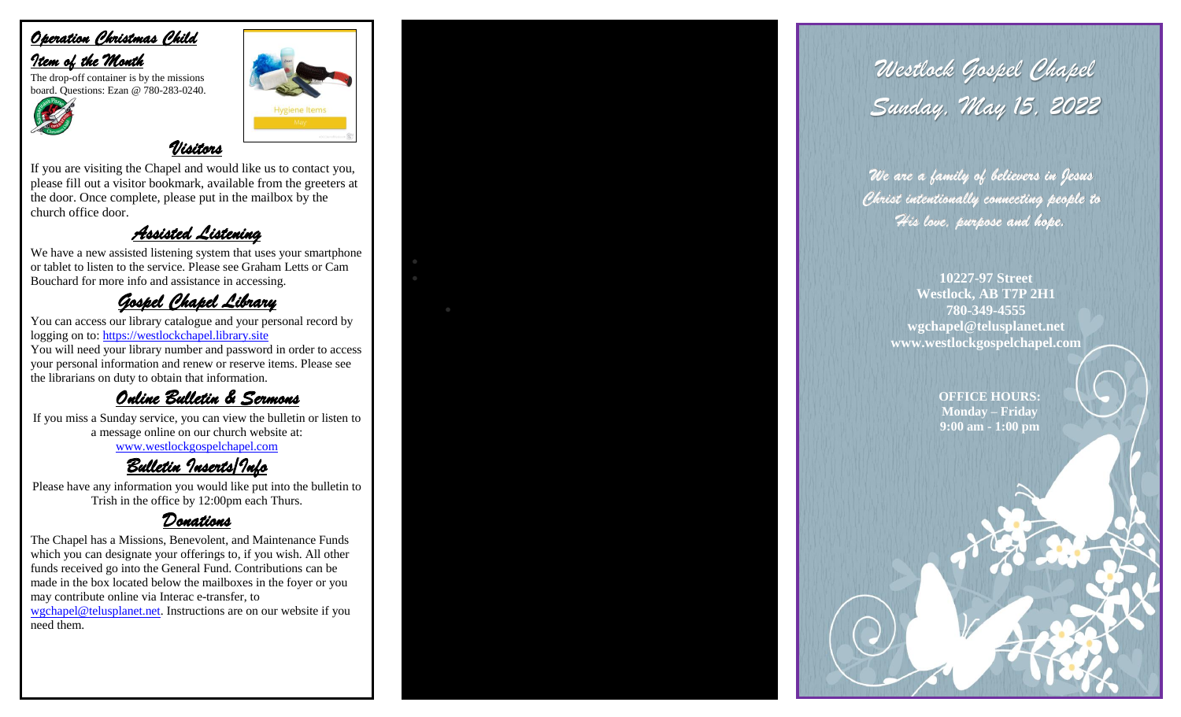## Operation Christmas Child

### Item of the Month

The drop-off container is by the missions board. Questions: Ezan @ 780-283-0240.

Hygiene Items

May

## Visitors

If you are visiting the Chapel and would like us to contact you, please fill out a visitor bookmark, available from the greeters at the door. Once complete, please put in the mailbox by the church office door.

## Assisted Listening

We have a new assisted listening system that uses your smartphone or tablet to listen to the service. Please see Graham Letts or Cam Bouchard for more info and assistance in accessing.

## Gospel Chapel Library

You can access our library catalogue and your personal record by logging on to: https://westlockchapel.library.site

You will need your library number and password in order to access your personal information and renew or reserve items. Please see the librarians on duty to obtain that information.

## Online Bulletin & Sermons

If you miss a Sunday service, you can view the bulletin or listen to a message online on our church website at: www.westlockgospelchapel.com

## Bulletin Inserts/Info

Please have any information you would like put into the bulletin to Trish in the office by 12:00pm each Thurs.

## Donations

The Chapel has a Missions, Benevolent, and Maintenance Funds which you can designate your offerings to, if you wish. All other funds received go into the General Fund. Contributions can be made in the box located below the mailboxes in the foyer or you may contribute online via Interac e-transfer, to wgchapel@telusplanet.net. Instructions are on our website if you need them.

# Westlock Gospel Chapel

## Sunday, May 15, 2022

*We are a family of believers in Jesus Christ intentionally connecting people to His love, purpose and hope.*

**10227-97 Street**
**Westlock, AB T7P 2H1**
**780-349-4555**
**wgchapel@telusplanet.net**
**www.westlockgospelchapel.com**

**OFFICE HOURS:**
**Monday – Friday**
**9:00 am - 1:00 pm**